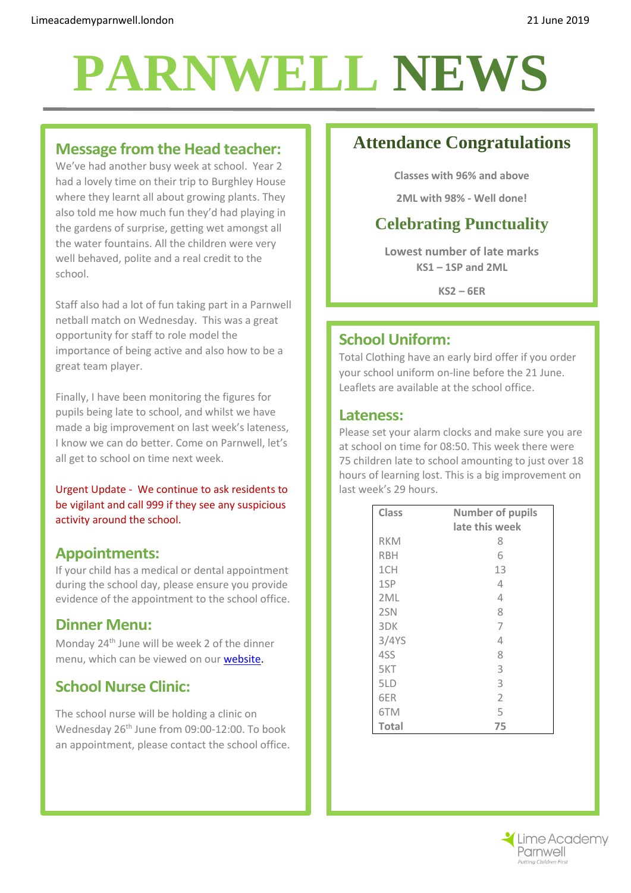Limeacademyparnwell.london

21 June 2019

# PARNWELL NEWS

## Message from the Head teacher:

We've had another busy week at school. Year 2 had a lovely time on their trip to Burghley House where they learnt all about growing plants. They also told me how much fun they'd had playing in the gardens of surprise, getting wet amongst all the water fountains. All the children were very well behaved, polite and a real credit to the school.

Staff also had a lot of fun taking part in a Parnwell netball match on Wednesday. This was a great opportunity for staff to role model the importance of being active and also how to be a great team player.

Finally, I have been monitoring the figures for pupils being late to school, and whilst we have made a big improvement on last week's lateness, I know we can do better. Come on Parnwell, let's all get to school on time next week.

Urgent Update - We continue to ask residents to be vigilant and call 999 if they see any suspicious activity around the school.

## Appointments:

If your child has a medical or dental appointment during the school day, please ensure you provide evidence of the appointment to the school office.

## Dinner Menu:

Monday 24th June will be week 2 of the dinner menu, which can be viewed on our website.

## School Nurse Clinic:

The school nurse will be holding a clinic on Wednesday 26th June from 09:00-12:00. To book an appointment, please contact the school office.

## Attendance Congratulations

**Classes with 96% and above**

**2ML with 98% - Well done!**

## Celebrating Punctuality

**Lowest number of late marks**
**KS1 – 1SP and 2ML**

**KS2 – 6ER**

## School Uniform:

Total Clothing have an early bird offer if you order your school uniform on-line before the 21 June. Leaflets are available at the school office.

## Lateness:

Please set your alarm clocks and make sure you are at school on time for 08:50. This week there were 75 children late to school amounting to just over 18 hours of learning lost. This is a big improvement on last week's 29 hours.

| Class | Number of pupils late this week |
|---|---|
| RKM | 8 |
| RBH | 6 |
| 1CH | 13 |
| 1SP | 4 |
| 2ML | 4 |
| 2SN | 8 |
| 3DK | 7 |
| 3/4YS | 4 |
| 4SS | 8 |
| 5KT | 3 |
| 5LD | 3 |
| 6ER | 2 |
| 6TM | 5 |
| **Total** | **75** |

Lime Academy Parnwell
*Putting Children First*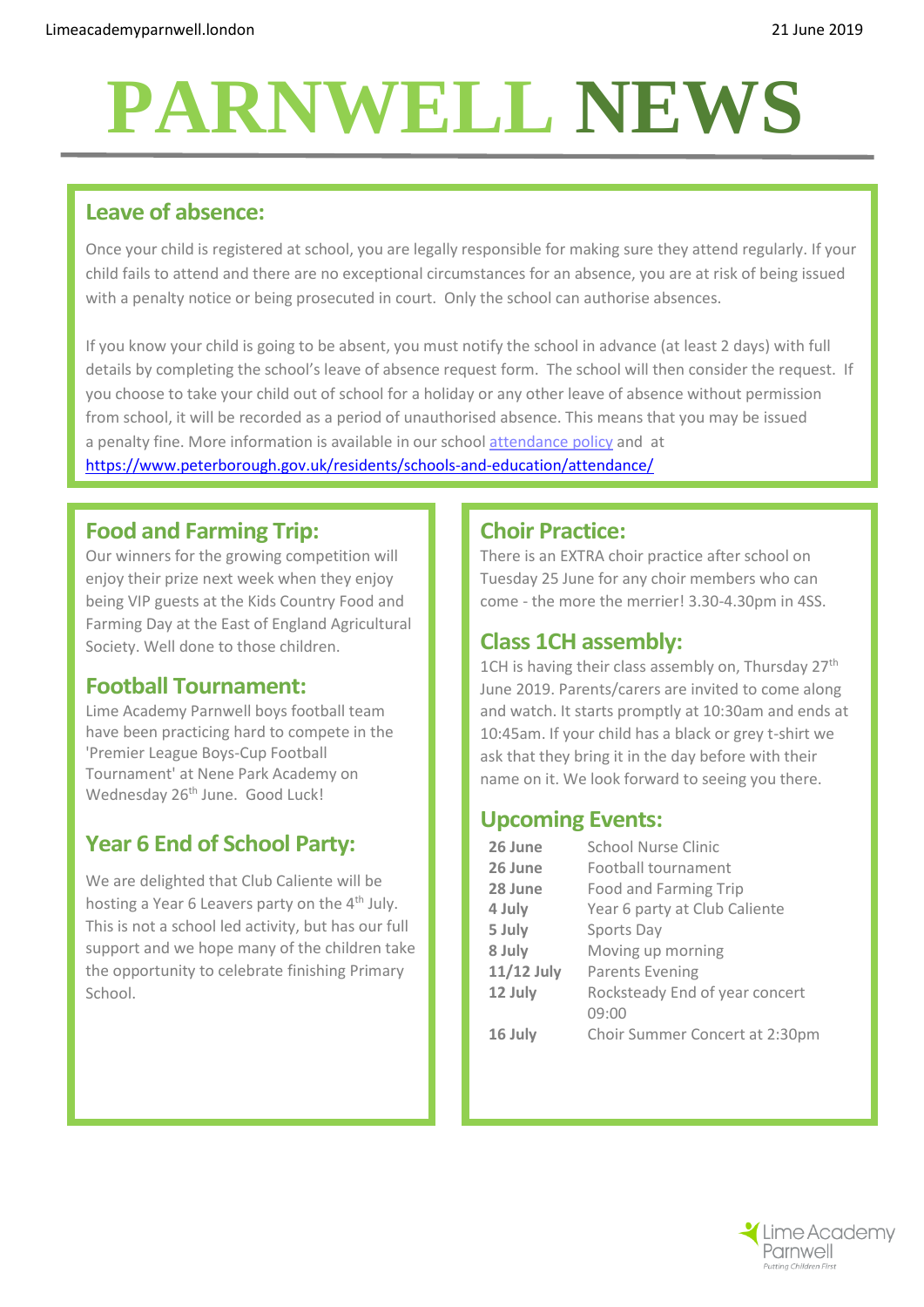# PARNWELL NEWS

## Leave of absence:

Once your child is registered at school, you are legally responsible for making sure they attend regularly. If your child fails to attend and there are no exceptional circumstances for an absence, you are at risk of being issued with a penalty notice or being prosecuted in court. Only the school can authorise absences.

If you know your child is going to be absent, you must notify the school in advance (at least 2 days) with full details by completing the school's leave of absence request form. The school will then consider the request. If you choose to take your child out of school for a holiday or any other leave of absence without permission from school, it will be recorded as a period of unauthorised absence. This means that you may be issued a penalty fine. More information is available in our school attendance policy and at https://www.peterborough.gov.uk/residents/schools-and-education/attendance/

## Food and Farming Trip:

Our winners for the growing competition will enjoy their prize next week when they enjoy being VIP guests at the Kids Country Food and Farming Day at the East of England Agricultural Society. Well done to those children.

## Football Tournament:

Lime Academy Parnwell boys football team have been practicing hard to compete in the 'Premier League Boys-Cup Football Tournament' at Nene Park Academy on Wednesday 26th June. Good Luck!

## Year 6 End of School Party:

We are delighted that Club Caliente will be hosting a Year 6 Leavers party on the 4th July. This is not a school led activity, but has our full support and we hope many of the children take the opportunity to celebrate finishing Primary School.

## Choir Practice:

There is an EXTRA choir practice after school on Tuesday 25 June for any choir members who can come - the more the merrier! 3.30-4.30pm in 4SS.

## Class 1CH assembly:

1CH is having their class assembly on, Thursday 27th June 2019. Parents/carers are invited to come along and watch. It starts promptly at 10:30am and ends at 10:45am. If your child has a black or grey t-shirt we ask that they bring it in the day before with their name on it. We look forward to seeing you there.

## Upcoming Events:

| | |
|---|---|
| **26 June** | School Nurse Clinic |
| **26 June** | Football tournament |
| **28 June** | Food and Farming Trip |
| **4 July** | Year 6 party at Club Caliente |
| **5 July** | Sports Day |
| **8 July** | Moving up morning |
| **11/12 July** | Parents Evening |
| **12 July** | Rocksteady End of year concert 09:00 |
| **16 July** | Choir Summer Concert at 2:30pm |